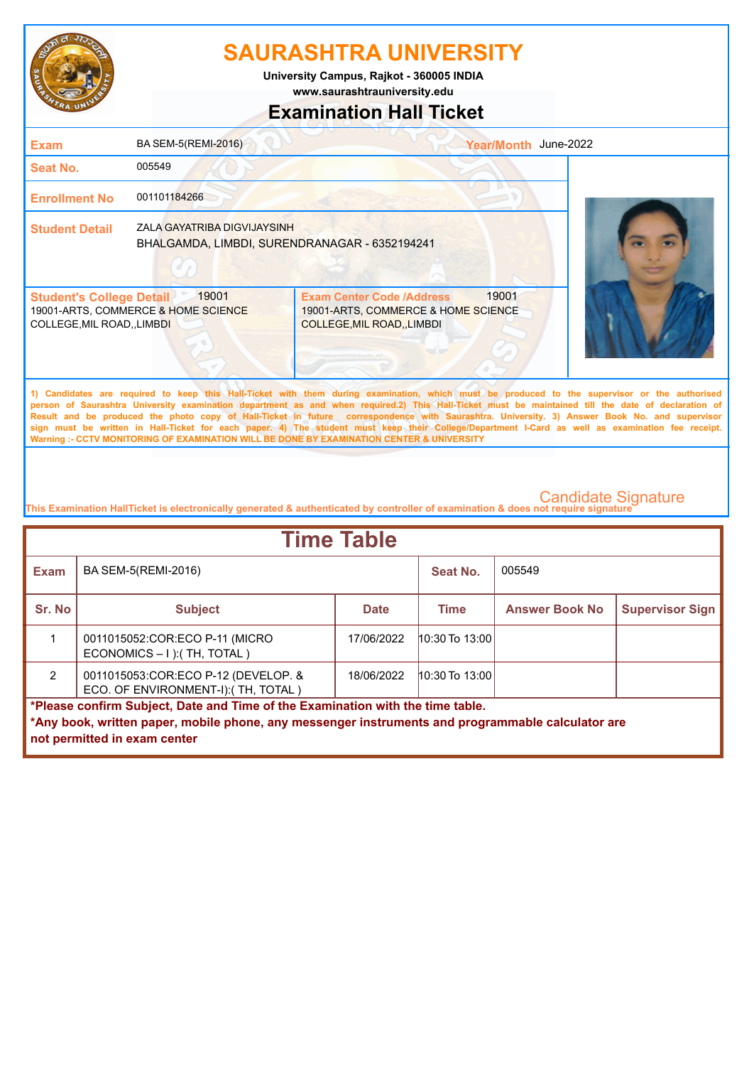# SAURASHTRA UNIVERSITY

**University Campus, Rajkot - 360005 INDIA**
**www.saurashtrauniversity.edu**

## Examination Hall Ticket

| | | | |
|---|---|---|---|
| **Exam** | BA SEM-5(REMI-2016) | **Year/Month** | June-2022 |
| **Seat No.** | 005549 | | |
| **Enrollment No** | 001101184266 | | |
| **Student Detail** | ZALA GAYATRIBA DIGVIJAYSINH<br>BHALGAMDA, LIMBDI, SURENDRANAGAR - 6352194241 | | |

| **Student's College Detail** 19001 | **Exam Center Code /Address** 19001 |
|---|---|
| 19001-ARTS, COMMERCE & HOME SCIENCE COLLEGE,MIL ROAD,,LIMBDI | 19001-ARTS, COMMERCE & HOME SCIENCE COLLEGE,MIL ROAD,,LIMBDI |

**1) Candidates are required to keep this Hall-Ticket with them during examination, which must be produced to the supervisor or the authorised person of Saurashtra University examination department as and when required.2) This Hall-Ticket must be maintained till the date of declaration of Result and be produced the photo copy of Hall-Ticket in future correspondence with Saurashtra. University. 3) Answer Book No. and supervisor sign must be written in Hall-Ticket for each paper. 4) The student must keep their College/Department I-Card as well as examination fee receipt.**
**Warning :- CCTV MONITORING OF EXAMINATION WILL BE DONE BY EXAMINATION CENTER & UNIVERSITY**

Candidate Signature

**This Examination HallTicket is electronically generated & authenticated by controller of examination & does not require signature**

## Time Table

| **Exam** | BA SEM-5(REMI-2016) | **Seat No.** | 005549 |
|---|---|---|---|

| Sr. No | Subject | Date | Time | Answer Book No | Supervisor Sign |
|---|---|---|---|---|---|
| 1 | 0011015052:COR:ECO P-11 (MICRO ECONOMICS – I ):( TH, TOTAL ) | 17/06/2022 | 10:30 To 13:00 | | |
| 2 | 0011015053:COR:ECO P-12 (DEVELOP. & ECO. OF ENVIRONMENT-I):( TH, TOTAL ) | 18/06/2022 | 10:30 To 13:00 | | |

***Please confirm Subject, Date and Time of the Examination with the time table.**
***Any book, written paper, mobile phone, any messenger instruments and programmable calculator are not permitted in exam center**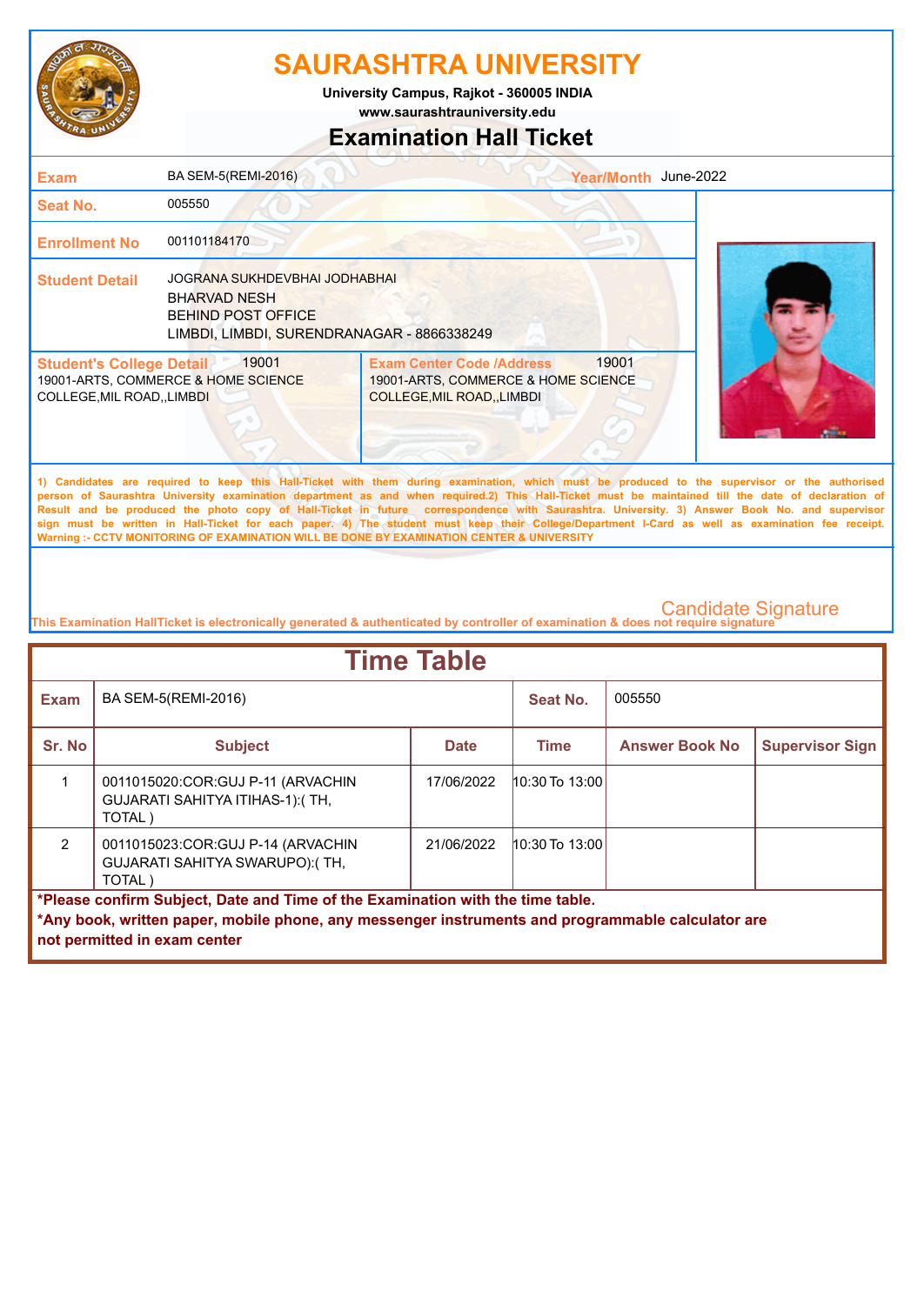# SAURASHTRA UNIVERSITY

University Campus, Rajkot - 360005 INDIA

www.saurashtrauniversity.edu

## Examination Hall Ticket

| | | | |
|---|---|---|---|
| **Exam** | BA SEM-5(REMI-2016) | **Year/Month** | June-2022 |
| **Seat No.** | 005550 | | |
| **Enrollment No** | 001101184170 | | |
| **Student Detail** | JOGRANA SUKHDEVBHAI JODHABHAI<br>BHARVAD NESH<br>BEHIND POST OFFICE<br>LIMBDI, LIMBDI, SURENDRANAGAR - 8866338249 | | |

| **Student's College Detail** 19001 | **Exam Center Code /Address** 19001 |
|---|---|
| 19001-ARTS, COMMERCE & HOME SCIENCE COLLEGE,MIL ROAD,,LIMBDI | 19001-ARTS, COMMERCE & HOME SCIENCE COLLEGE,MIL ROAD,,LIMBDI |

1) Candidates are required to keep this Hall-Ticket with them during examination, which must be produced to the supervisor or the authorised person of Saurashtra University examination department as and when required.2) This Hall-Ticket must be maintained till the date of declaration of Result and be produced the photo copy of Hall-Ticket in future correspondence with Saurashtra. University. 3) Answer Book No. and supervisor sign must be written in Hall-Ticket for each paper. 4) The student must keep their College/Department I-Card as well as examination fee receipt.
Warning :- CCTV MONITORING OF EXAMINATION WILL BE DONE BY EXAMINATION CENTER & UNIVERSITY

Candidate Signature

This Examination HallTicket is electronically generated & authenticated by controller of examination & does not require signature

## Time Table

| **Exam** | BA SEM-5(REMI-2016) | | **Seat No.** | 005550 | |
|---|---|---|---|---|---|
| **Sr. No** | **Subject** | **Date** | **Time** | **Answer Book No** | **Supervisor Sign** |
| 1 | 0011015020:COR:GUJ P-11 (ARVACHIN GUJARATI SAHITYA ITIHAS-1):( TH, TOTAL ) | 17/06/2022 | 10:30 To 13:00 | | |
| 2 | 0011015023:COR:GUJ P-14 (ARVACHIN GUJARATI SAHITYA SWARUPO):( TH, TOTAL ) | 21/06/2022 | 10:30 To 13:00 | | |

**\*Please confirm Subject, Date and Time of the Examination with the time table.**

**\*Any book, written paper, mobile phone, any messenger instruments and programmable calculator are not permitted in exam center**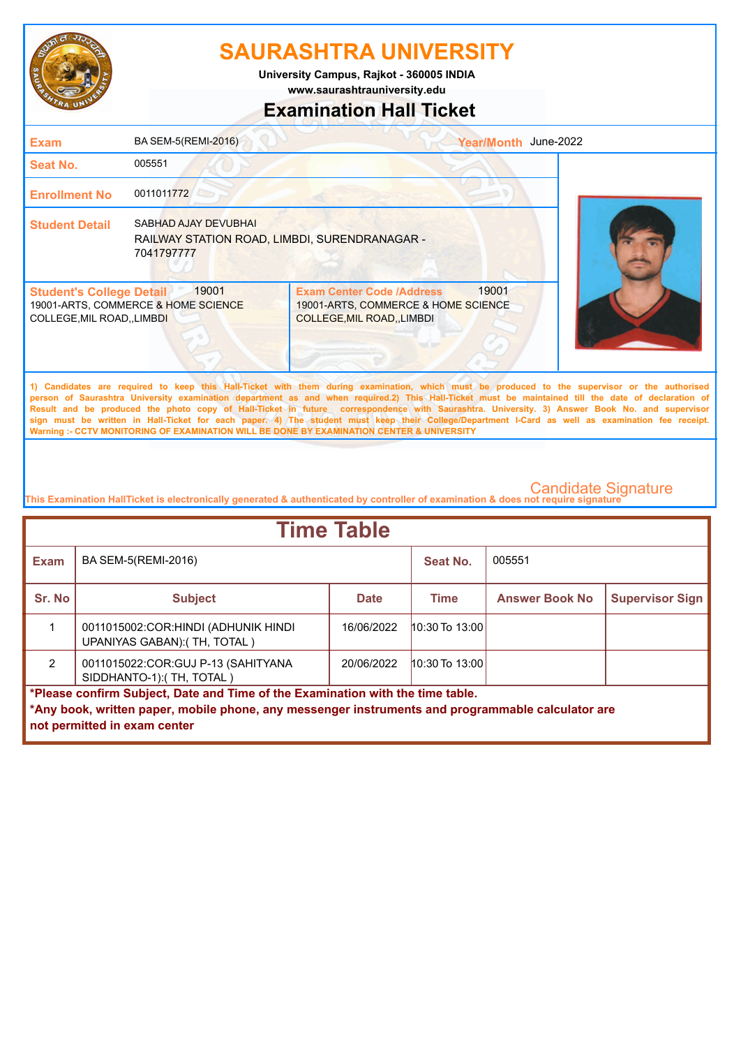# SAURASHTRA UNIVERSITY

**University Campus, Rajkot - 360005 INDIA**
**www.saurashtrauniversity.edu**

## Examination Hall Ticket

| | | | |
|---|---|---|---|
| **Exam** | BA SEM-5(REMI-2016) | **Year/Month** | June-2022 |
| **Seat No.** | 005551 | | |
| **Enrollment No** | 0011011772 | | |
| **Student Detail** | SABHAD AJAY DEVUBHAI<br>RAILWAY STATION ROAD, LIMBDI, SURENDRANAGAR - 7041797777 | | |

| **Student's College Detail** 19001 | **Exam Center Code /Address** 19001 |
|---|---|
| 19001-ARTS, COMMERCE & HOME SCIENCE COLLEGE,MIL ROAD,,LIMBDI | 19001-ARTS, COMMERCE & HOME SCIENCE COLLEGE,MIL ROAD,,LIMBDI |

1) Candidates are required to keep this Hall-Ticket with them during examination, which must be produced to the supervisor or the authorised person of Saurashtra University examination department as and when required.2) This Hall-Ticket must be maintained till the date of declaration of Result and be produced the photo copy of Hall-Ticket in future correspondence with Saurashtra. University. 3) Answer Book No. and supervisor sign must be written in Hall-Ticket for each paper. 4) The student must keep their College/Department I-Card as well as examination fee receipt.
Warning :- CCTV MONITORING OF EXAMINATION WILL BE DONE BY EXAMINATION CENTER & UNIVERSITY

Candidate Signature

This Examination HallTicket is electronically generated & authenticated by controller of examination & does not require signature

## Time Table

| **Exam** | BA SEM-5(REMI-2016) | | **Seat No.** | 005551 | |
|---|---|---|---|---|---|
| **Sr. No** | **Subject** | **Date** | **Time** | **Answer Book No** | **Supervisor Sign** |
| 1 | 0011015002:COR:HINDI (ADHUNIK HINDI UPANIYAS GABAN):( TH, TOTAL ) | 16/06/2022 | 10:30 To 13:00 | | |
| 2 | 0011015022:COR:GUJ P-13 (SAHITYANA SIDDHANTO-1):( TH, TOTAL ) | 20/06/2022 | 10:30 To 13:00 | | |

**\*Please confirm Subject, Date and Time of the Examination with the time table.**
**\*Any book, written paper, mobile phone, any messenger instruments and programmable calculator are not permitted in exam center**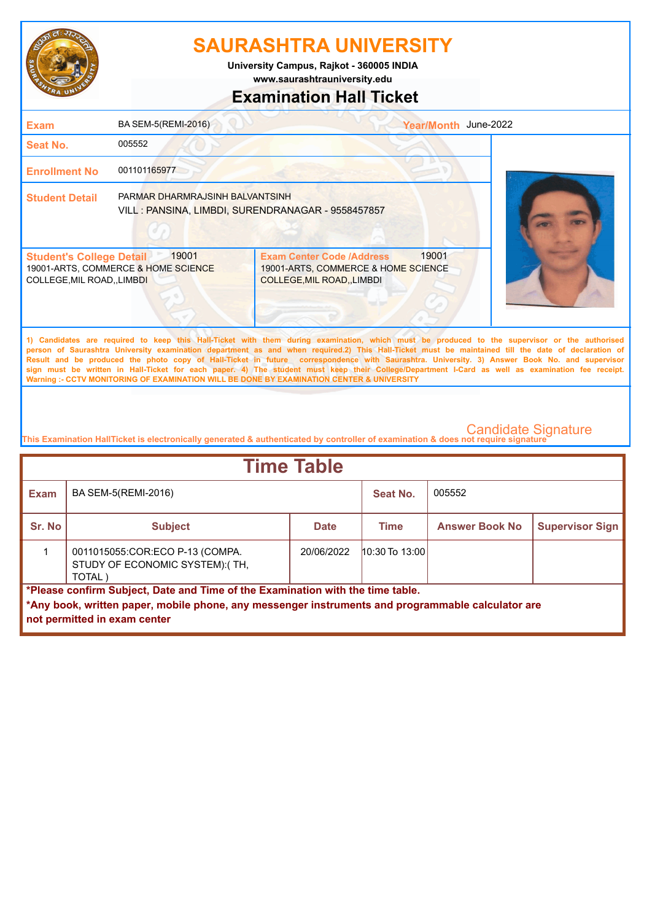# SAURASHTRA UNIVERSITY

University Campus, Rajkot - 360005 INDIA
www.saurashtrauniversity.edu

## Examination Hall Ticket

| | | | |
|---|---|---|---|
| **Exam** | BA SEM-5(REMI-2016) | **Year/Month** | June-2022 |
| **Seat No.** | 005552 | | |
| **Enrollment No** | 001101165977 | | |
| **Student Detail** | PARMAR DHARMRAJSINH BALVANTSINH<br>VILL : PANSINA, LIMBDI, SURENDRANAGAR - 9558457857 | | |

| **Student's College Detail** 19001 | **Exam Center Code /Address** 19001 |
|---|---|
| 19001-ARTS, COMMERCE & HOME SCIENCE COLLEGE,MIL ROAD,,LIMBDI | 19001-ARTS, COMMERCE & HOME SCIENCE COLLEGE,MIL ROAD,,LIMBDI |

1) Candidates are required to keep this Hall-Ticket with them during examination, which must be produced to the supervisor or the authorised person of Saurashtra University examination department as and when required.2) This Hall-Ticket must be maintained till the date of declaration of Result and be produced the photo copy of Hall-Ticket in future correspondence with Saurashtra. University. 3) Answer Book No. and supervisor sign must be written in Hall-Ticket for each paper. 4) The student must keep their College/Department I-Card as well as examination fee receipt.
Warning :- CCTV MONITORING OF EXAMINATION WILL BE DONE BY EXAMINATION CENTER & UNIVERSITY

Candidate Signature

This Examination HallTicket is electronically generated & authenticated by controller of examination & does not require signature

## Time Table

| **Exam** | BA SEM-5(REMI-2016) | | **Seat No.** | 005552 | |
|---|---|---|---|---|---|
| **Sr. No** | **Subject** | **Date** | **Time** | **Answer Book No** | **Supervisor Sign** |
| 1 | 0011015055:COR:ECO P-13 (COMPA. STUDY OF ECONOMIC SYSTEM):( TH, TOTAL ) | 20/06/2022 | 10:30 To 13:00 | | |

**\*Please confirm Subject, Date and Time of the Examination with the time table.**

**\*Any book, written paper, mobile phone, any messenger instruments and programmable calculator are not permitted in exam center**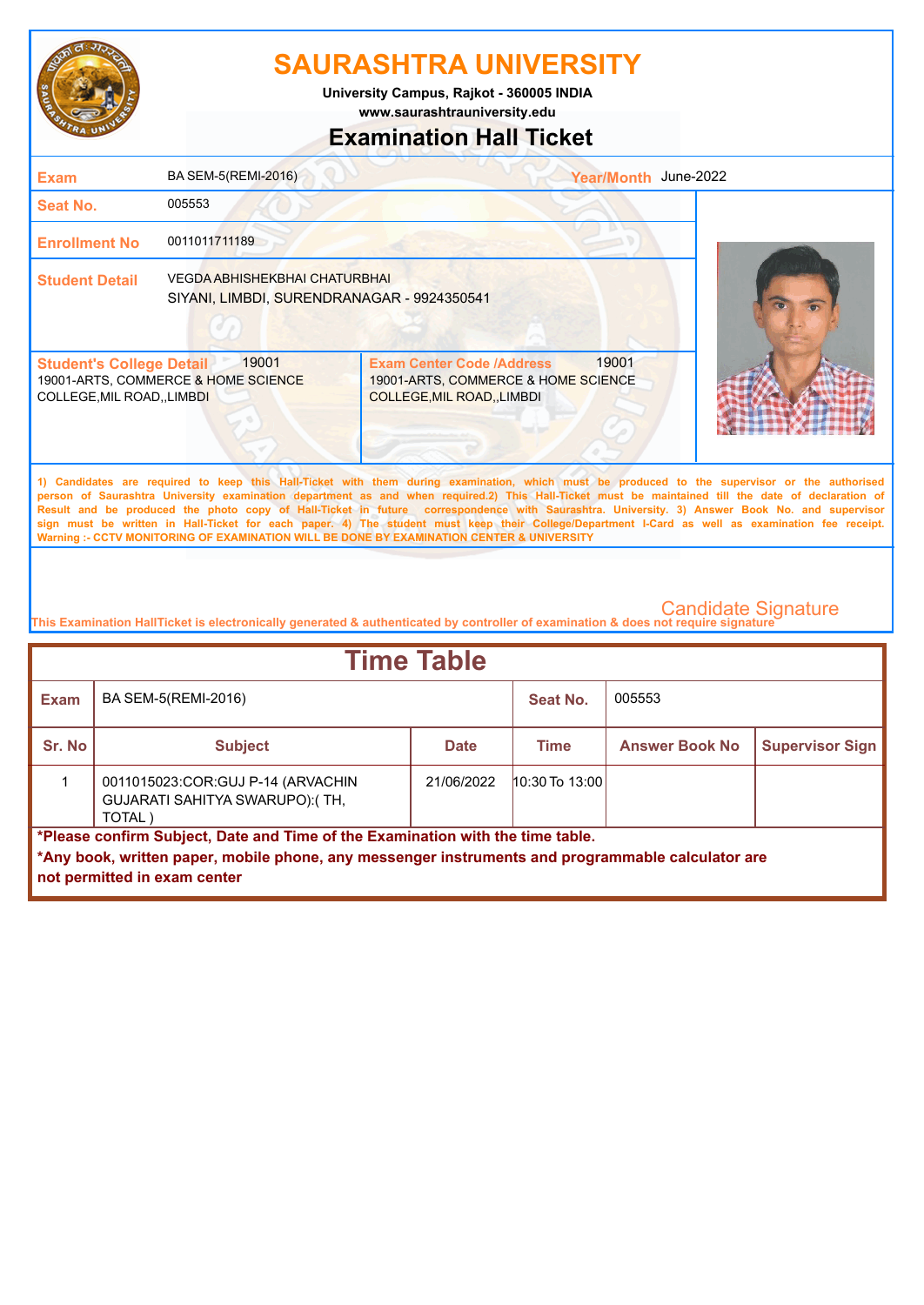# SAURASHTRA UNIVERSITY

**University Campus, Rajkot - 360005 INDIA**

**www.saurashtrauniversity.edu**

## Examination Hall Ticket

| | | | |
|---|---|---|---|
| **Exam** | BA SEM-5(REMI-2016) | **Year/Month** | June-2022 |
| **Seat No.** | 005553 | | |
| **Enrollment No** | 0011011711189 | | |
| **Student Detail** | VEGDA ABHISHEKBHAI CHATURBHAI<br>SIYANI, LIMBDI, SURENDRANAGAR - 9924350541 | | |

| **Student's College Detail** 19001 | **Exam Center Code /Address** 19001 |
|---|---|
| 19001-ARTS, COMMERCE & HOME SCIENCE COLLEGE,MIL ROAD,,LIMBDI | 19001-ARTS, COMMERCE & HOME SCIENCE COLLEGE,MIL ROAD,,LIMBDI |

1) Candidates are required to keep this Hall-Ticket with them during examination, which must be produced to the supervisor or the authorised person of Saurashtra University examination department as and when required.2) This Hall-Ticket must be maintained till the date of declaration of Result and be produced the photo copy of Hall-Ticket in future correspondence with Saurashtra. University. 3) Answer Book No. and supervisor sign must be written in Hall-Ticket for each paper. 4) The student must keep their College/Department I-Card as well as examination fee receipt.
Warning :- CCTV MONITORING OF EXAMINATION WILL BE DONE BY EXAMINATION CENTER & UNIVERSITY

Candidate Signature

This Examination HallTicket is electronically generated & authenticated by controller of examination & does not require signature

## Time Table

| **Exam** | BA SEM-5(REMI-2016) | | **Seat No.** | 005553 | |
|---|---|---|---|---|---|
| **Sr. No** | **Subject** | **Date** | **Time** | **Answer Book No** | **Supervisor Sign** |
| 1 | 0011015023:COR:GUJ P-14 (ARVACHIN GUJARATI SAHITYA SWARUPO):( TH, TOTAL ) | 21/06/2022 | 10:30 To 13:00 | | |

**\*Please confirm Subject, Date and Time of the Examination with the time table.**

**\*Any book, written paper, mobile phone, any messenger instruments and programmable calculator are not permitted in exam center**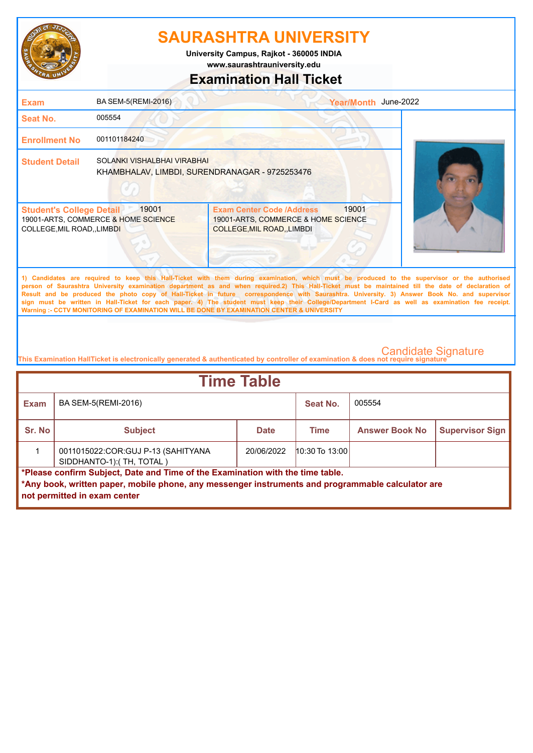# SAURASHTRA UNIVERSITY

**University Campus, Rajkot - 360005 INDIA**

**www.saurashtrauniversity.edu**

## Examination Hall Ticket

| | | | |
|---|---|---|---|
| **Exam** | BA SEM-5(REMI-2016) | **Year/Month** | June-2022 |
| **Seat No.** | 005554 | | |
| **Enrollment No** | 001101184240 | | |
| **Student Detail** | SOLANKI VISHALBHAI VIRABHAI<br>KHAMBHALAV, LIMBDI, SURENDRANAGAR - 9725253476 | | |

| **Student's College Detail** 19001 | **Exam Center Code /Address** 19001 |
|---|---|
| 19001-ARTS, COMMERCE & HOME SCIENCE COLLEGE,MIL ROAD,,LIMBDI | 19001-ARTS, COMMERCE & HOME SCIENCE COLLEGE,MIL ROAD,,LIMBDI |

1) Candidates are required to keep this Hall-Ticket with them during examination, which must be produced to the supervisor or the authorised person of Saurashtra University examination department as and when required.2) This Hall-Ticket must be maintained till the date of declaration of Result and be produced the photo copy of Hall-Ticket in future correspondence with Saurashtra. University. 3) Answer Book No. and supervisor sign must be written in Hall-Ticket for each paper. 4) The student must keep their College/Department I-Card as well as examination fee receipt.
Warning :- CCTV MONITORING OF EXAMINATION WILL BE DONE BY EXAMINATION CENTER & UNIVERSITY

Candidate Signature

This Examination HallTicket is electronically generated & authenticated by controller of examination & does not require signature

## Time Table

| **Exam** | BA SEM-5(REMI-2016) | | **Seat No.** | 005554 | |
|---|---|---|---|---|---|
| **Sr. No** | **Subject** | **Date** | **Time** | **Answer Book No** | **Supervisor Sign** |
| 1 | 0011015022:COR:GUJ P-13 (SAHITYANA SIDDHANTO-1):( TH, TOTAL ) | 20/06/2022 | 10:30 To 13:00 | | |

**\*Please confirm Subject, Date and Time of the Examination with the time table.**

**\*Any book, written paper, mobile phone, any messenger instruments and programmable calculator are not permitted in exam center**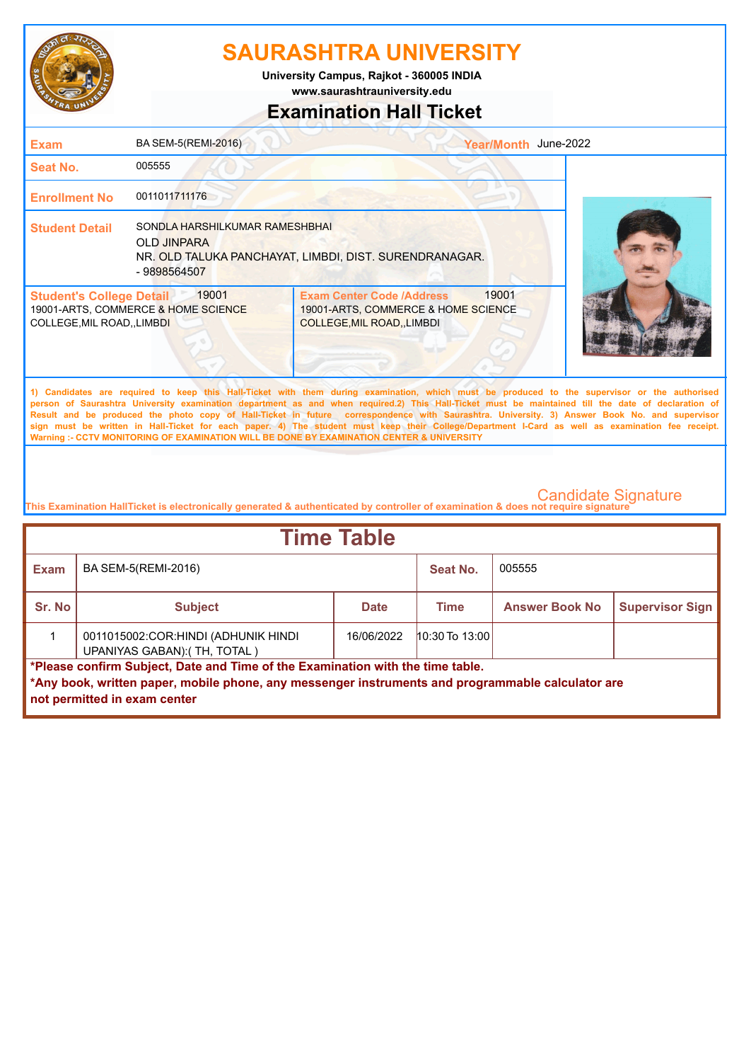# SAURASHTRA UNIVERSITY

**University Campus, Rajkot - 360005 INDIA**
**www.saurashtrauniversity.edu**

## Examination Hall Ticket

| | | | |
|---|---|---|---|
| **Exam** | BA SEM-5(REMI-2016) | **Year/Month** | June-2022 |
| **Seat No.** | 005555 | | |
| **Enrollment No** | 0011011711176 | | |
| **Student Detail** | SONDLA HARSHILKUMAR RAMESHBHAI<br>OLD JINPARA<br>NR. OLD TALUKA PANCHAYAT, LIMBDI, DIST. SURENDRANAGAR.<br>- 9898564507 | | |

| **Student's College Detail** 19001 | **Exam Center Code /Address** 19001 |
|---|---|
| 19001-ARTS, COMMERCE & HOME SCIENCE COLLEGE,MIL ROAD,,LIMBDI | 19001-ARTS, COMMERCE & HOME SCIENCE COLLEGE,MIL ROAD,,LIMBDI |

1) Candidates are required to keep this Hall-Ticket with them during examination, which must be produced to the supervisor or the authorised person of Saurashtra University examination department as and when required.2) This Hall-Ticket must be maintained till the date of declaration of Result and be produced the photo copy of Hall-Ticket in future correspondence with Saurashtra. University. 3) Answer Book No. and supervisor sign must be written in Hall-Ticket for each paper. 4) The student must keep their College/Department I-Card as well as examination fee receipt.
Warning :- CCTV MONITORING OF EXAMINATION WILL BE DONE BY EXAMINATION CENTER & UNIVERSITY

Candidate Signature

This Examination HallTicket is electronically generated & authenticated by controller of examination & does not require signature

## Time Table

| **Exam** | BA SEM-5(REMI-2016) | | **Seat No.** | 005555 | |
|---|---|---|---|---|---|
| **Sr. No** | **Subject** | **Date** | **Time** | **Answer Book No** | **Supervisor Sign** |
| 1 | 0011015002:COR:HINDI (ADHUNIK HINDI UPANIYAS GABAN):( TH, TOTAL ) | 16/06/2022 | 10:30 To 13:00 | | |

**\*Please confirm Subject, Date and Time of the Examination with the time table.**
**\*Any book, written paper, mobile phone, any messenger instruments and programmable calculator are not permitted in exam center**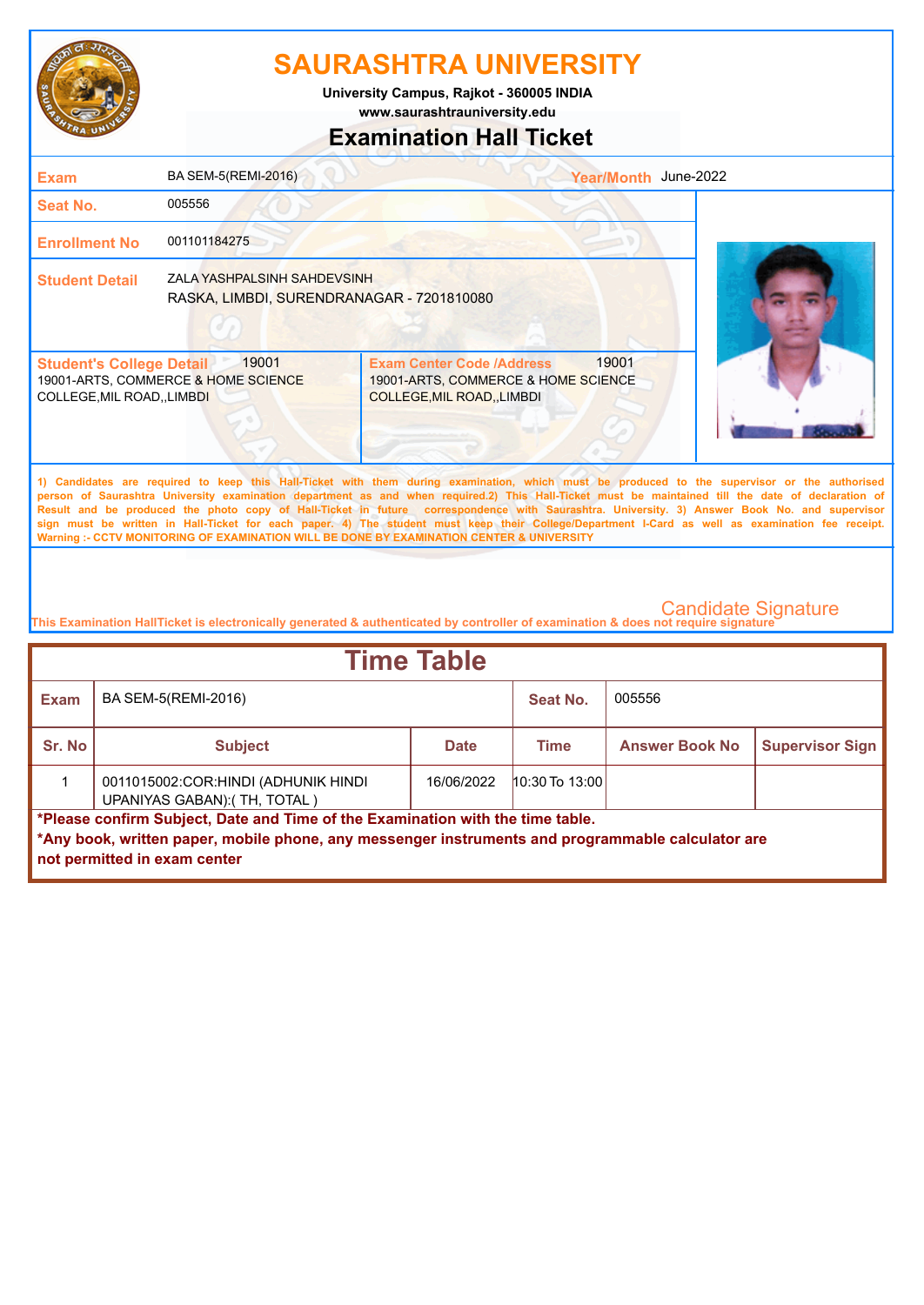# SAURASHTRA UNIVERSITY

**University Campus, Rajkot - 360005 INDIA**
**www.saurashtrauniversity.edu**

## Examination Hall Ticket

| | | | |
|---|---|---|---|
| **Exam** | BA SEM-5(REMI-2016) | **Year/Month** | June-2022 |
| **Seat No.** | 005556 | | |
| **Enrollment No** | 001101184275 | | |
| **Student Detail** | ZALA YASHPALSINH SAHDEVSINH<br>RASKA, LIMBDI, SURENDRANAGAR - 7201810080 | | |

| | |
|---|---|
| **Student's College Detail** 19001 | **Exam Center Code /Address** 19001 |
| 19001-ARTS, COMMERCE & HOME SCIENCE COLLEGE,MIL ROAD,,LIMBDI | 19001-ARTS, COMMERCE & HOME SCIENCE COLLEGE,MIL ROAD,,LIMBDI |

1) Candidates are required to keep this Hall-Ticket with them during examination, which must be produced to the supervisor or the authorised person of Saurashtra University examination department as and when required.2) This Hall-Ticket must be maintained till the date of declaration of Result and be produced the photo copy of Hall-Ticket in future correspondence with Saurashtra. University. 3) Answer Book No. and supervisor sign must be written in Hall-Ticket for each paper. 4) The student must keep their College/Department I-Card as well as examination fee receipt.
Warning :- CCTV MONITORING OF EXAMINATION WILL BE DONE BY EXAMINATION CENTER & UNIVERSITY

Candidate Signature

This Examination HallTicket is electronically generated & authenticated by controller of examination & does not require signature

## Time Table

| | | | | | |
|---|---|---|---|---|---|
| **Exam** | BA SEM-5(REMI-2016) | | **Seat No.** | 005556 | |
| **Sr. No** | **Subject** | **Date** | **Time** | **Answer Book No** | **Supervisor Sign** |
| 1 | 0011015002:COR:HINDI (ADHUNIK HINDI UPANIYAS GABAN):( TH, TOTAL ) | 16/06/2022 | 10:30 To 13:00 | | |

**\*Please confirm Subject, Date and Time of the Examination with the time table.**
**\*Any book, written paper, mobile phone, any messenger instruments and programmable calculator are not permitted in exam center**